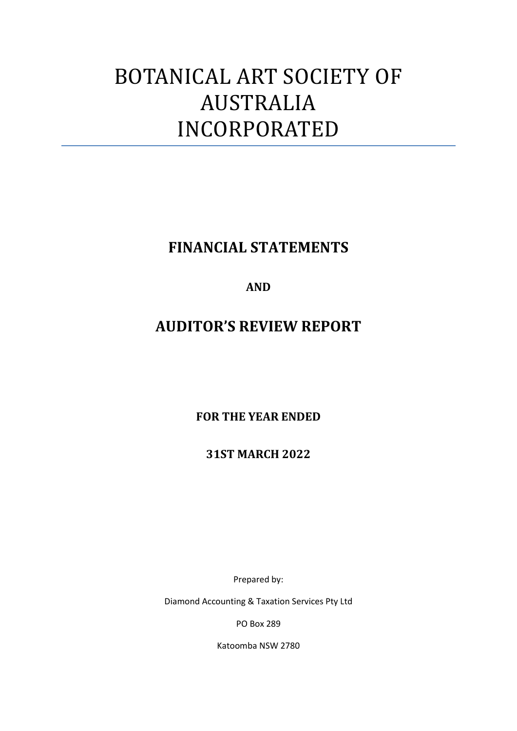# BOTANICAL ART SOCIETY OF AUSTRALIA INCORPORATED

## FINANCIAL STATEMENTS

**AND**

## AUDITOR'S REVIEW REPORT

**FOR THE YEAR ENDED**

**31ST MARCH 2022**

Prepared by:

Diamond Accounting & Taxation Services Pty Ltd

PO Box 289

Katoomba NSW 2780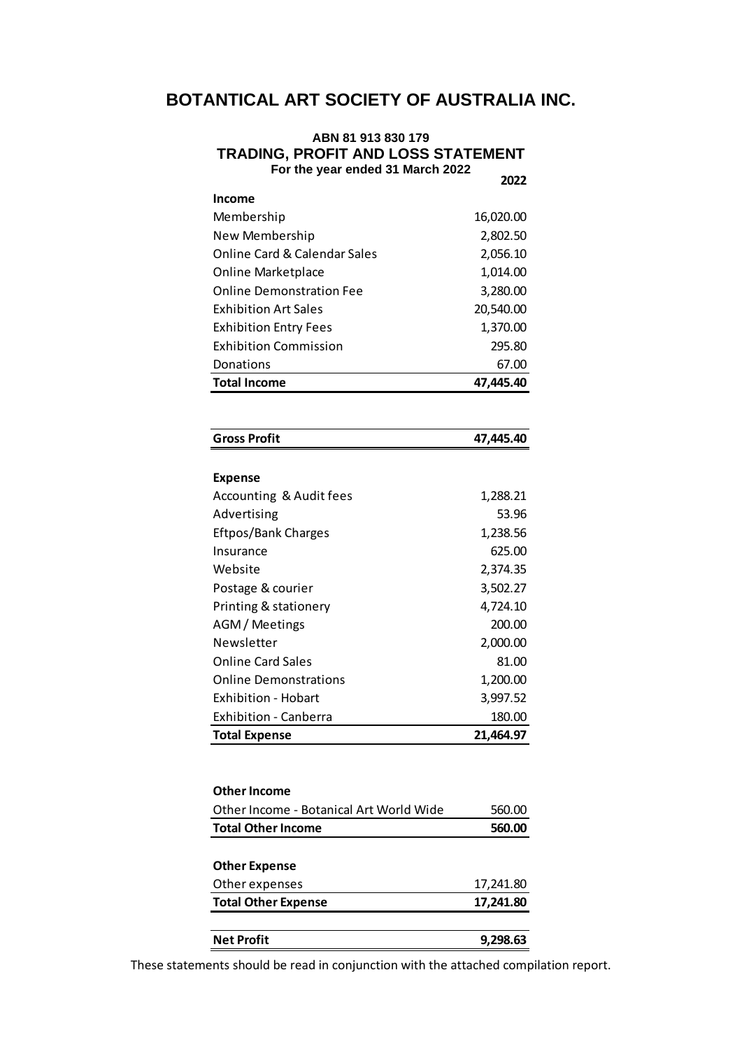# BOTANICAL ART SOCIETY OF AUSTRALIA INC.

**ABN 81 913 830 179**

## TRADING, PROFIT AND LOSS STATEMENT

**For the year ended 31 March 2022**

| | 2022 |
|---|---:|
| **Income** | |
| Membership | 16,020.00 |
| New Membership | 2,802.50 |
| Online Card & Calendar Sales | 2,056.10 |
| Online Marketplace | 1,014.00 |
| Online Demonstration Fee | 3,280.00 |
| Exhibition Art Sales | 20,540.00 |
| Exhibition Entry Fees | 1,370.00 |
| Exhibition Commission | 295.80 |
| Donations | 67.00 |
| **Total Income** | **47,445.40** |
| | |
| **Gross Profit** | **47,445.40** |
| | |
| **Expense** | |
| Accounting & Audit fees | 1,288.21 |
| Advertising | 53.96 |
| Eftpos/Bank Charges | 1,238.56 |
| Insurance | 625.00 |
| Website | 2,374.35 |
| Postage & courier | 3,502.27 |
| Printing & stationery | 4,724.10 |
| AGM / Meetings | 200.00 |
| Newsletter | 2,000.00 |
| Online Card Sales | 81.00 |
| Online Demonstrations | 1,200.00 |
| Exhibition - Hobart | 3,997.52 |
| Exhibition - Canberra | 180.00 |
| **Total Expense** | **21,464.97** |
| | |
| **Other Income** | |
| Other Income - Botanical Art World Wide | 560.00 |
| **Total Other Income** | **560.00** |
| | |
| **Other Expense** | |
| Other expenses | 17,241.80 |
| **Total Other Expense** | **17,241.80** |
| | |
| **Net Profit** | **9,298.63** |

These statements should be read in conjunction with the attached compilation report.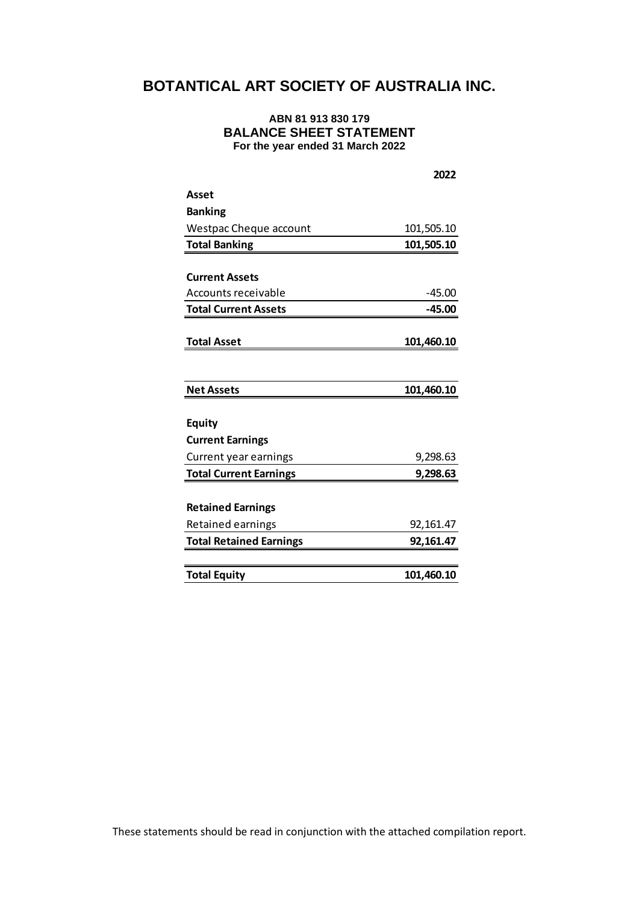# BOTANTICAL ART SOCIETY OF AUSTRALIA INC.

**ABN 81 913 830 179**

## BALANCE SHEET STATEMENT

**For the year ended 31 March 2022**

| | **2022** |
|---|---|
| **Asset** | |
| **Banking** | |
| Westpac Cheque account | 101,505.10 |
| **Total Banking** | **101,505.10** |
| | |
| **Current Assets** | |
| Accounts receivable | -45.00 |
| **Total Current Assets** | **-45.00** |
| | |
| **Total Asset** | **101,460.10** |
| | |
| **Net Assets** | **101,460.10** |
| | |
| **Equity** | |
| **Current Earnings** | |
| Current year earnings | 9,298.63 |
| **Total Current Earnings** | **9,298.63** |
| | |
| **Retained Earnings** | |
| Retained earnings | 92,161.47 |
| **Total Retained Earnings** | **92,161.47** |
| | |
| **Total Equity** | **101,460.10** |

These statements should be read in conjunction with the attached compilation report.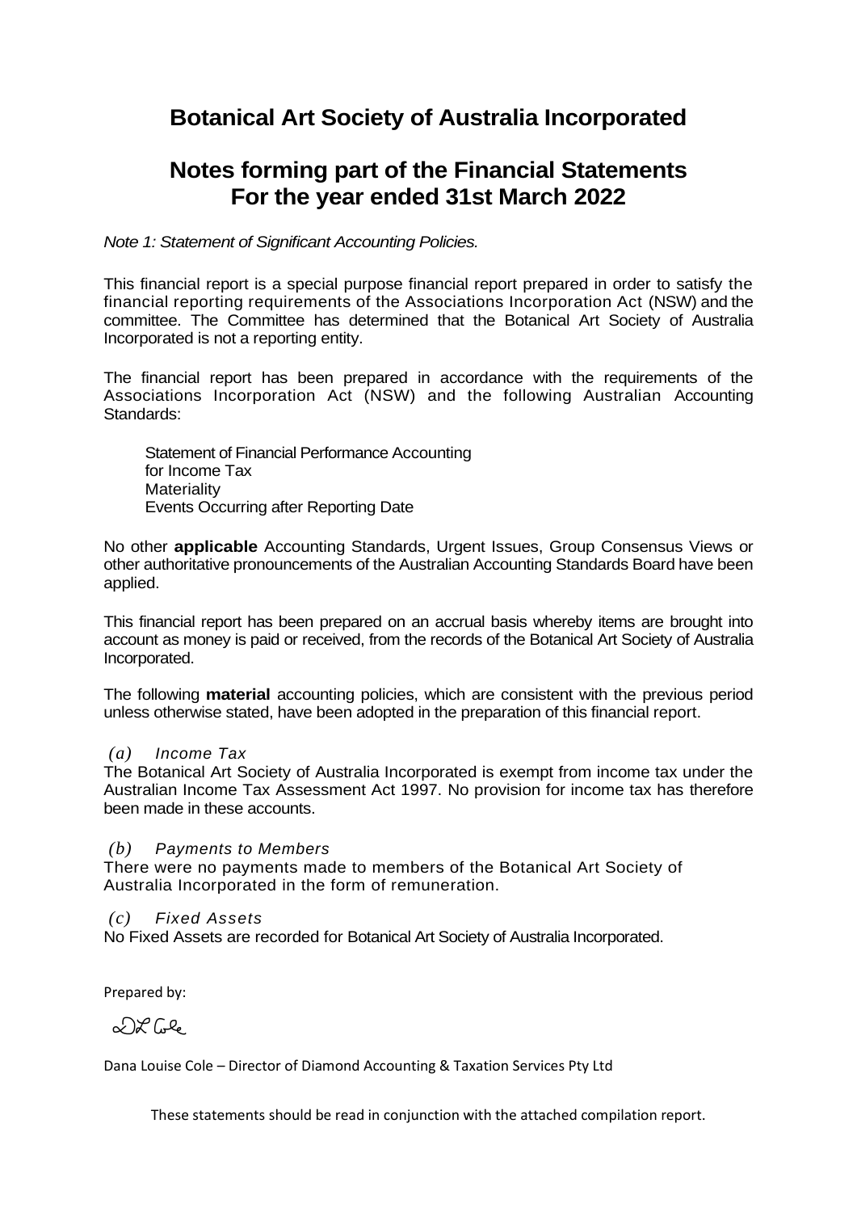# Botanical Art Society of Australia Incorporated

## Notes forming part of the Financial Statements For the year ended 31st March 2022

*Note 1: Statement of Significant Accounting Policies.*

This financial report is a special purpose financial report prepared in order to satisfy the financial reporting requirements of the Associations Incorporation Act (NSW) and the committee. The Committee has determined that the Botanical Art Society of Australia Incorporated is not a reporting entity.

The financial report has been prepared in accordance with the requirements of the Associations Incorporation Act (NSW) and the following Australian Accounting Standards:

Statement of Financial Performance Accounting
for Income Tax
Materiality
Events Occurring after Reporting Date

No other **applicable** Accounting Standards, Urgent Issues, Group Consensus Views or other authoritative pronouncements of the Australian Accounting Standards Board have been applied.

This financial report has been prepared on an accrual basis whereby items are brought into account as money is paid or received, from the records of the Botanical Art Society of Australia Incorporated.

The following **material** accounting policies, which are consistent with the previous period unless otherwise stated, have been adopted in the preparation of this financial report.

*(a) Income Tax*

The Botanical Art Society of Australia Incorporated is exempt from income tax under the Australian Income Tax Assessment Act 1997. No provision for income tax has therefore been made in these accounts.

*(b) Payments to Members*

There were no payments made to members of the Botanical Art Society of Australia Incorporated in the form of remuneration.

*(c) Fixed Assets*

No Fixed Assets are recorded for Botanical Art Society of Australia Incorporated.

Prepared by:

DL Cole

Dana Louise Cole – Director of Diamond Accounting & Taxation Services Pty Ltd

These statements should be read in conjunction with the attached compilation report.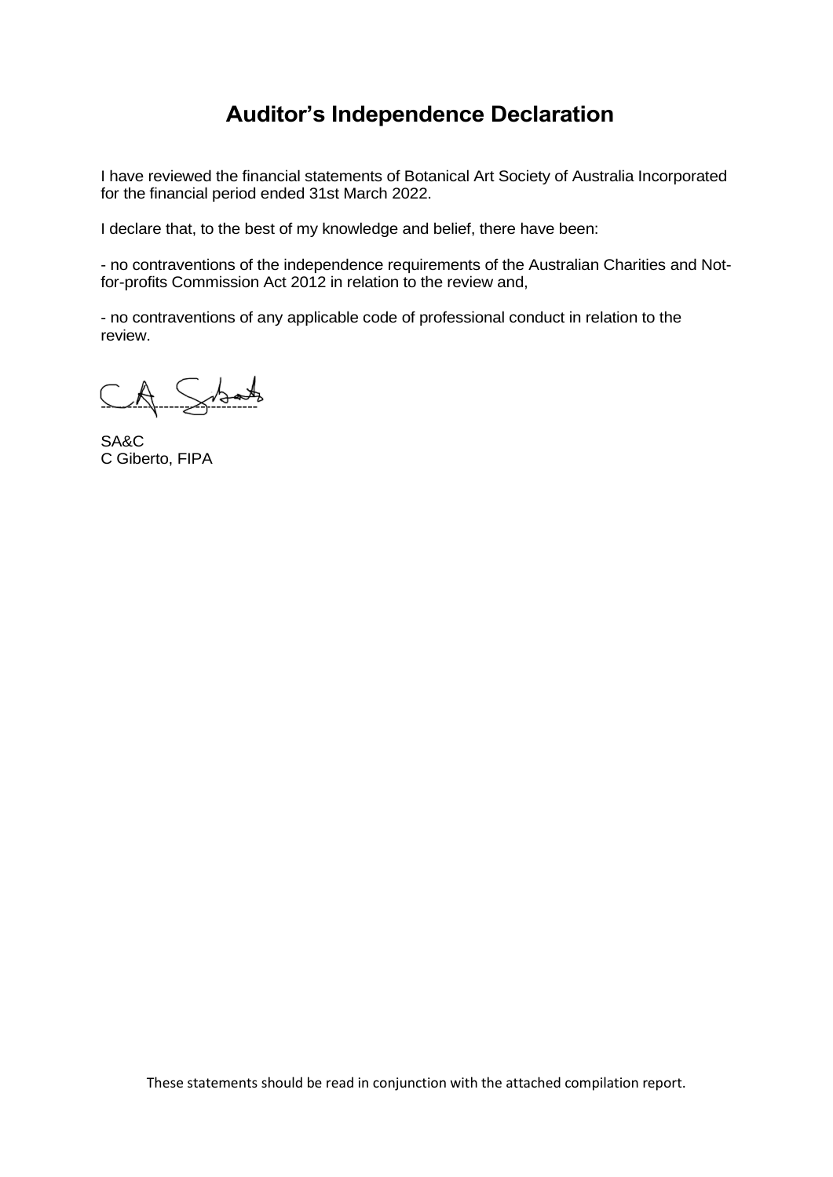# Auditor's Independence Declaration

I have reviewed the financial statements of Botanical Art Society of Australia Incorporated for the financial period ended 31st March 2022.

I declare that, to the best of my knowledge and belief, there have been:

- no contraventions of the independence requirements of the Australian Charities and Not-for-profits Commission Act 2012 in relation to the review and,

- no contraventions of any applicable code of professional conduct in relation to the review.

-----------------------------------

SA&C
C Giberto, FIPA

These statements should be read in conjunction with the attached compilation report.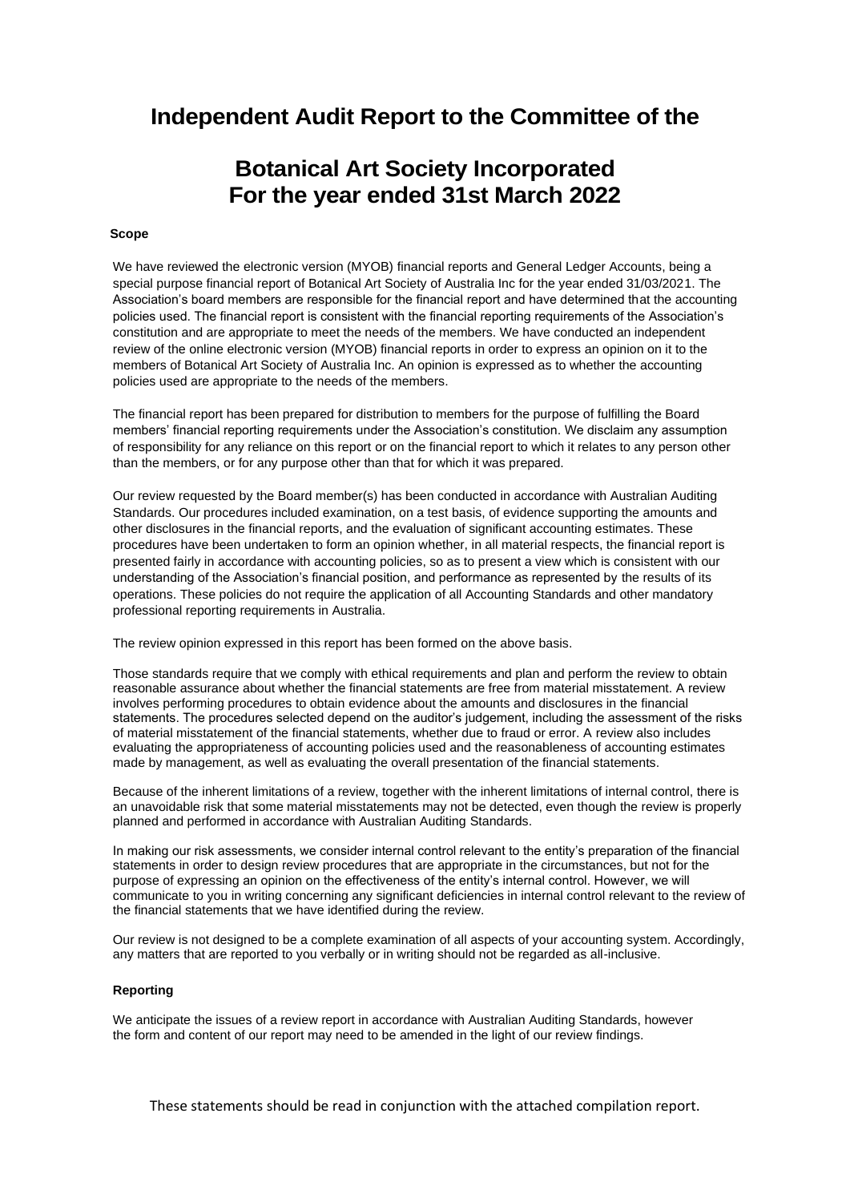# Independent Audit Report to the Committee of the

# Botanical Art Society Incorporated For the year ended 31st March 2022

**Scope**

We have reviewed the electronic version (MYOB) financial reports and General Ledger Accounts, being a special purpose financial report of Botanical Art Society of Australia Inc for the year ended 31/03/2021. The Association's board members are responsible for the financial report and have determined that the accounting policies used. The financial report is consistent with the financial reporting requirements of the Association's constitution and are appropriate to meet the needs of the members. We have conducted an independent review of the online electronic version (MYOB) financial reports in order to express an opinion on it to the members of Botanical Art Society of Australia Inc. An opinion is expressed as to whether the accounting policies used are appropriate to the needs of the members.

The financial report has been prepared for distribution to members for the purpose of fulfilling the Board members' financial reporting requirements under the Association's constitution. We disclaim any assumption of responsibility for any reliance on this report or on the financial report to which it relates to any person other than the members, or for any purpose other than that for which it was prepared.

Our review requested by the Board member(s) has been conducted in accordance with Australian Auditing Standards. Our procedures included examination, on a test basis, of evidence supporting the amounts and other disclosures in the financial reports, and the evaluation of significant accounting estimates. These procedures have been undertaken to form an opinion whether, in all material respects, the financial report is presented fairly in accordance with accounting policies, so as to present a view which is consistent with our understanding of the Association's financial position, and performance as represented by the results of its operations. These policies do not require the application of all Accounting Standards and other mandatory professional reporting requirements in Australia.

The review opinion expressed in this report has been formed on the above basis.

Those standards require that we comply with ethical requirements and plan and perform the review to obtain reasonable assurance about whether the financial statements are free from material misstatement. A review involves performing procedures to obtain evidence about the amounts and disclosures in the financial statements. The procedures selected depend on the auditor's judgement, including the assessment of the risks of material misstatement of the financial statements, whether due to fraud or error. A review also includes evaluating the appropriateness of accounting policies used and the reasonableness of accounting estimates made by management, as well as evaluating the overall presentation of the financial statements.

Because of the inherent limitations of a review, together with the inherent limitations of internal control, there is an unavoidable risk that some material misstatements may not be detected, even though the review is properly planned and performed in accordance with Australian Auditing Standards.

In making our risk assessments, we consider internal control relevant to the entity's preparation of the financial statements in order to design review procedures that are appropriate in the circumstances, but not for the purpose of expressing an opinion on the effectiveness of the entity's internal control. However, we will communicate to you in writing concerning any significant deficiencies in internal control relevant to the review of the financial statements that we have identified during the review.

Our review is not designed to be a complete examination of all aspects of your accounting system. Accordingly, any matters that are reported to you verbally or in writing should not be regarded as all-inclusive.

**Reporting**

We anticipate the issues of a review report in accordance with Australian Auditing Standards, however the form and content of our report may need to be amended in the light of our review findings.

These statements should be read in conjunction with the attached compilation report.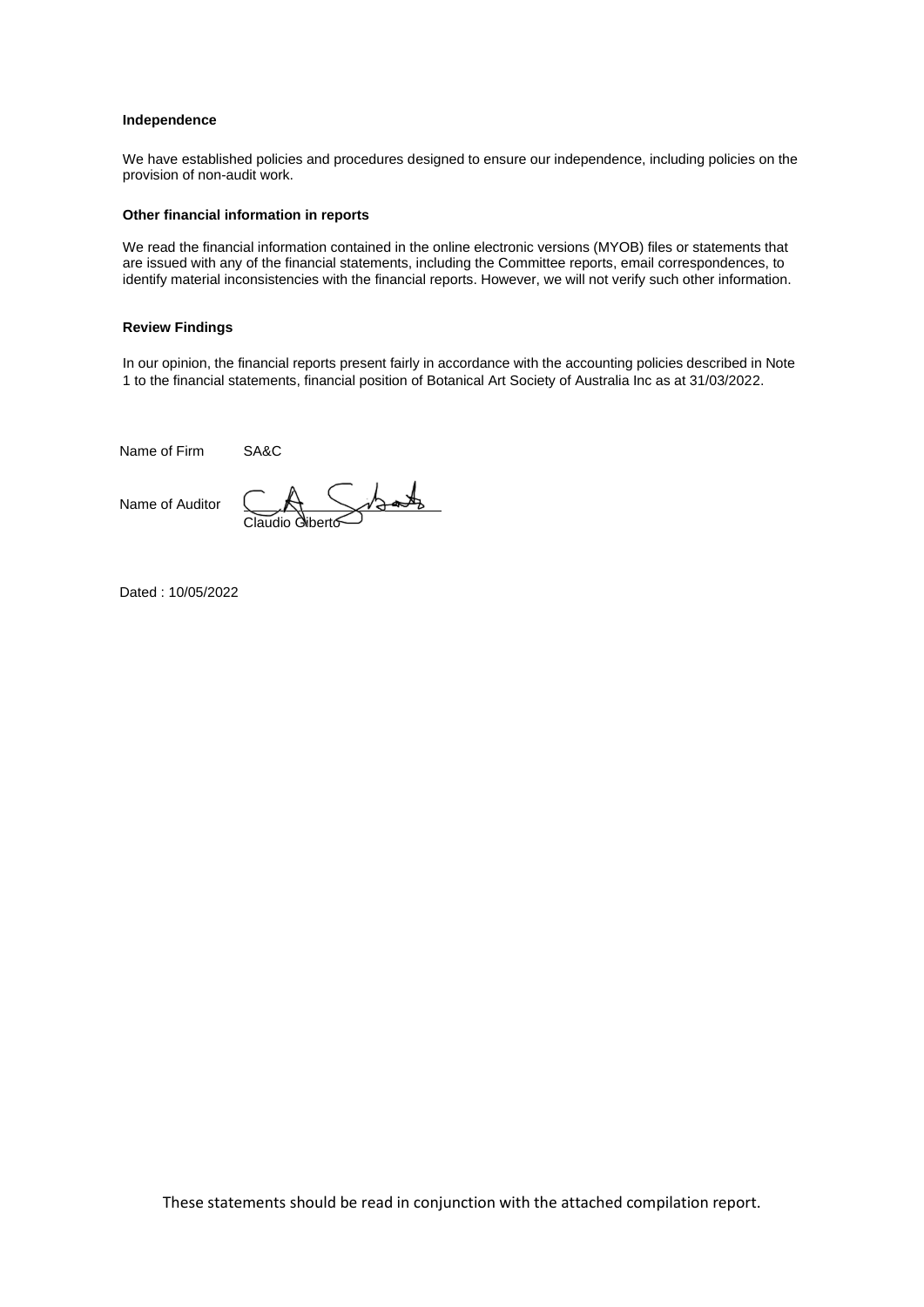**Independence**

We have established policies and procedures designed to ensure our independence, including policies on the provision of non-audit work.

**Other financial information in reports**

We read the financial information contained in the online electronic versions (MYOB) files or statements that are issued with any of the financial statements, including the Committee reports, email correspondences, to identify material inconsistencies with the financial reports. However, we will not verify such other information.

**Review Findings**

In our opinion, the financial reports present fairly in accordance with the accounting policies described in Note 1 to the financial statements, financial position of Botanical Art Society of Australia Inc as at 31/03/2022.

Name of Firm SA&C

Name of Auditor Claudio Giberto

Dated : 10/05/2022

These statements should be read in conjunction with the attached compilation report.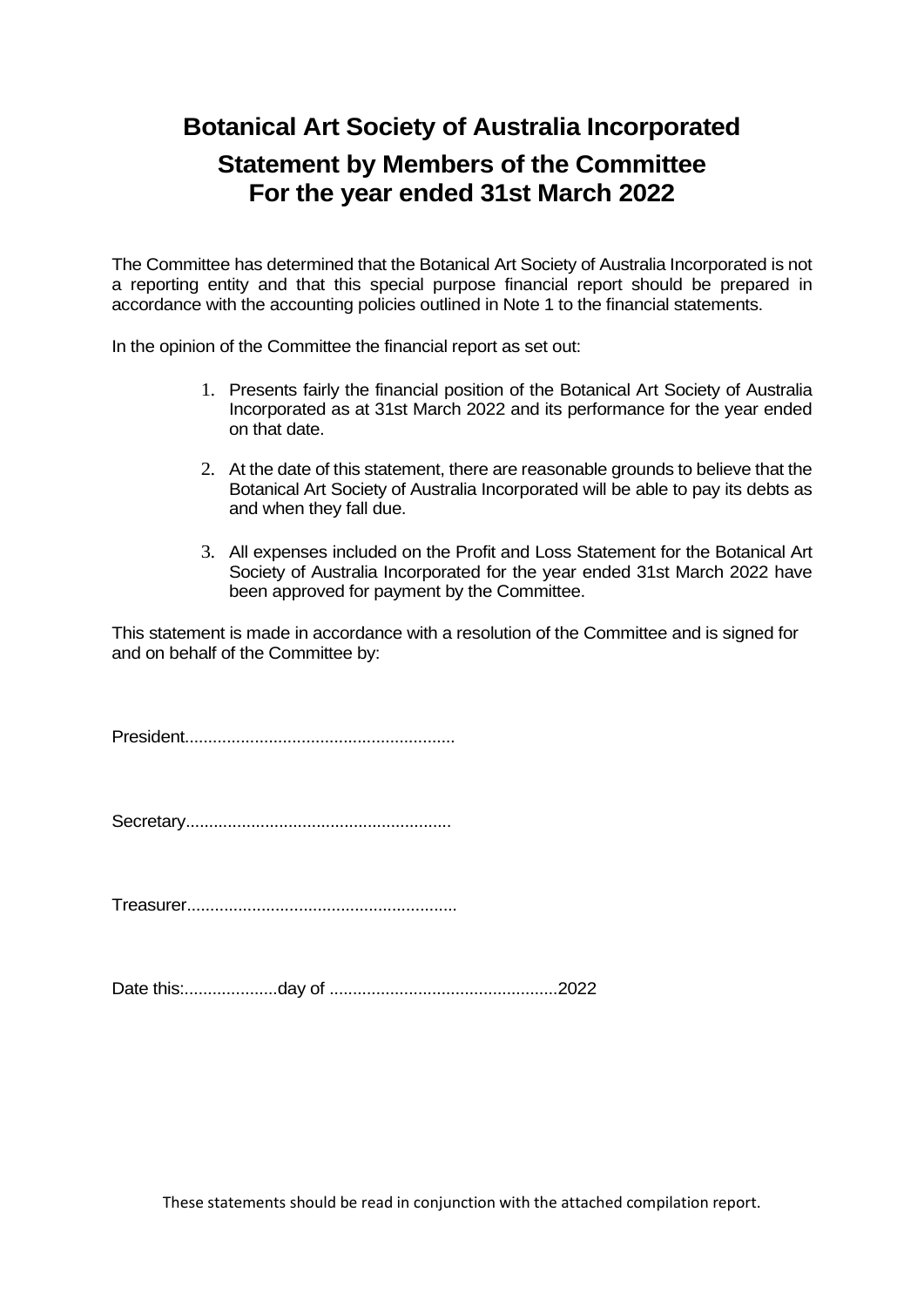# Botanical Art Society of Australia Incorporated

## Statement by Members of the Committee
## For the year ended 31st March 2022

The Committee has determined that the Botanical Art Society of Australia Incorporated is not a reporting entity and that this special purpose financial report should be prepared in accordance with the accounting policies outlined in Note 1 to the financial statements.

In the opinion of the Committee the financial report as set out:

1. Presents fairly the financial position of the Botanical Art Society of Australia Incorporated as at 31st March 2022 and its performance for the year ended on that date.

2. At the date of this statement, there are reasonable grounds to believe that the Botanical Art Society of Australia Incorporated will be able to pay its debts as and when they fall due.

3. All expenses included on the Profit and Loss Statement for the Botanical Art Society of Australia Incorporated for the year ended 31st March 2022 have been approved for payment by the Committee.

This statement is made in accordance with a resolution of the Committee and is signed for and on behalf of the Committee by:

President..........................................................

Secretary.........................................................

Treasurer..........................................................

Date this:....................day of .................................................2022

These statements should be read in conjunction with the attached compilation report.